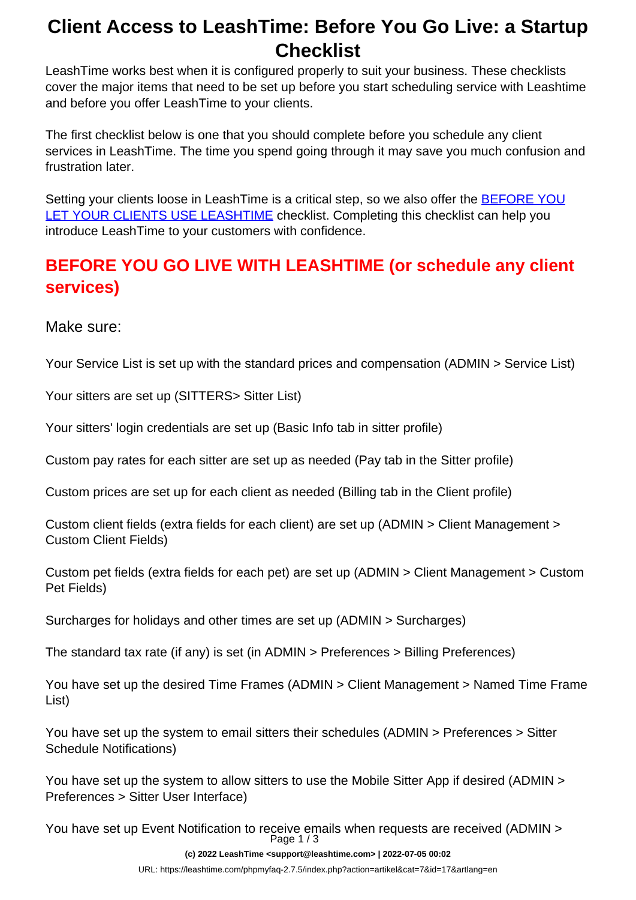# Client Access to LeashTime: Before You Go Live: a Startup Checklist

LeashTime works best when it is configured properly to suit your business. These checklists cover the major items that need to be set up before you start scheduling service with Leashtime and before you offer LeashTime to your clients.

The first checklist below is one that you should complete before you schedule any client services in LeashTime. The time you spend going through it may save you much confusion and frustration later.

Setting your clients loose in LeashTime is a critical step, so we also offer the [BEFORE YOU LET YOUR CLIENTS USE LEASHTIME]() checklist. Completing this checklist can help you introduce LeashTime to your customers with confidence.

## BEFORE YOU GO LIVE WITH LEASHTIME (or schedule any client services)

### Make sure:

Your Service List is set up with the standard prices and compensation (ADMIN > Service List)

Your sitters are set up (SITTERS> Sitter List)

Your sitters' login credentials are set up (Basic Info tab in sitter profile)

Custom pay rates for each sitter are set up as needed (Pay tab in the Sitter profile)

Custom prices are set up for each client as needed (Billing tab in the Client profile)

Custom client fields (extra fields for each client) are set up (ADMIN > Client Management > Custom Client Fields)

Custom pet fields (extra fields for each pet) are set up (ADMIN > Client Management > Custom Pet Fields)

Surcharges for holidays and other times are set up (ADMIN > Surcharges)

The standard tax rate (if any) is set (in ADMIN > Preferences > Billing Preferences)

You have set up the desired Time Frames (ADMIN > Client Management > Named Time Frame List)

You have set up the system to email sitters their schedules (ADMIN > Preferences > Sitter Schedule Notifications)

You have set up the system to allow sitters to use the Mobile Sitter App if desired (ADMIN > Preferences > Sitter User Interface)

You have set up Event Notification to receive emails when requests are received (ADMIN >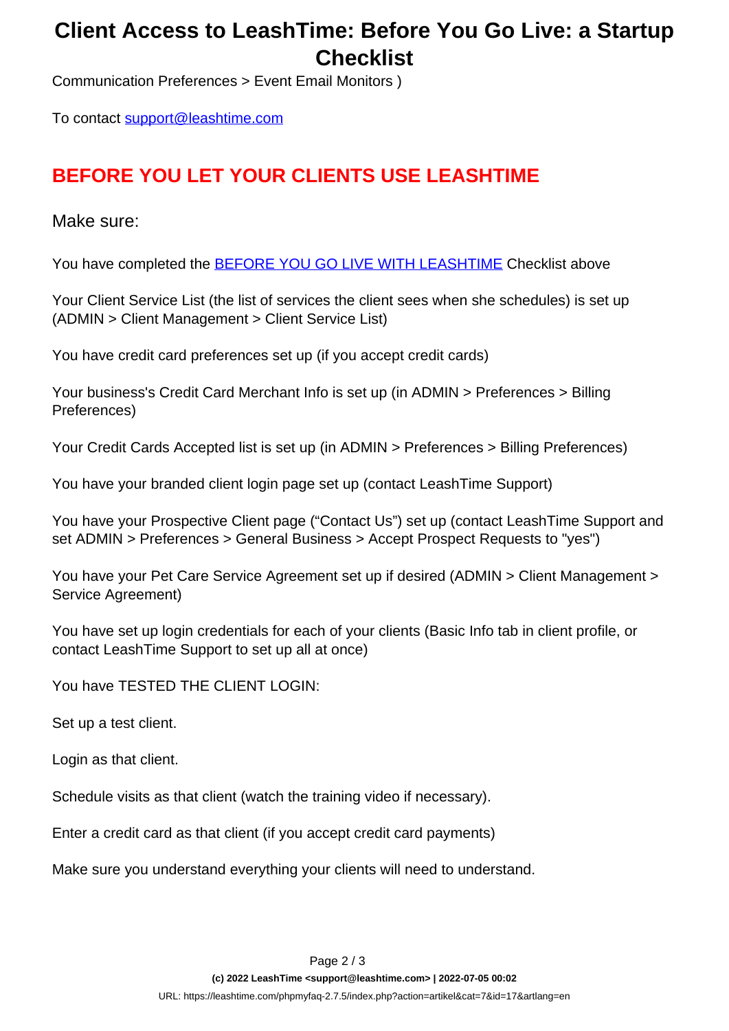Communication Preferences > Event Email Monitors )

To contact [support@leashtime.com](mailto:support@leashtime.com)

## BEFORE YOU LET YOUR CLIENTS USE LEASHTIME

### Make sure:

You have completed the [BEFORE YOU GO LIVE WITH LEASHTIME]() Checklist above

Your Client Service List (the list of services the client sees when she schedules) is set up (ADMIN > Client Management > Client Service List)

You have credit card preferences set up (if you accept credit cards)

Your business's Credit Card Merchant Info is set up (in ADMIN > Preferences > Billing Preferences)

Your Credit Cards Accepted list is set up (in ADMIN > Preferences > Billing Preferences)

You have your branded client login page set up (contact LeashTime Support)

You have your Prospective Client page ("Contact Us") set up (contact LeashTime Support and set ADMIN > Preferences > General Business > Accept Prospect Requests to "yes")

You have your Pet Care Service Agreement set up if desired (ADMIN > Client Management > Service Agreement)

You have set up login credentials for each of your clients (Basic Info tab in client profile, or contact LeashTime Support to set up all at once)

You have TESTED THE CLIENT LOGIN:

Set up a test client.

Login as that client.

Schedule visits as that client (watch the training video if necessary).

Enter a credit card as that client (if you accept credit card payments)

Make sure you understand everything your clients will need to understand.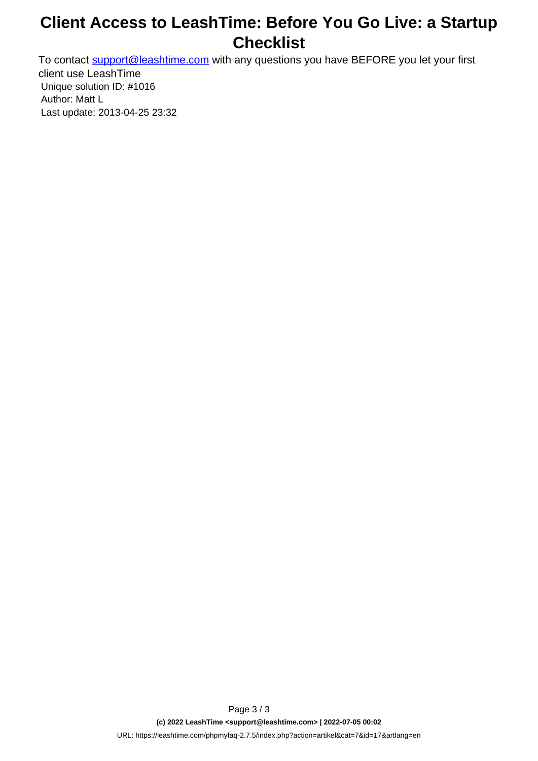# Client Access to LeashTime: Before You Go Live: a Startup Checklist

To contact support@leashtime.com with any questions you have BEFORE you let your first client use LeashTime

Unique solution ID: #1016
Author: Matt L
Last update: 2013-04-25 23:32